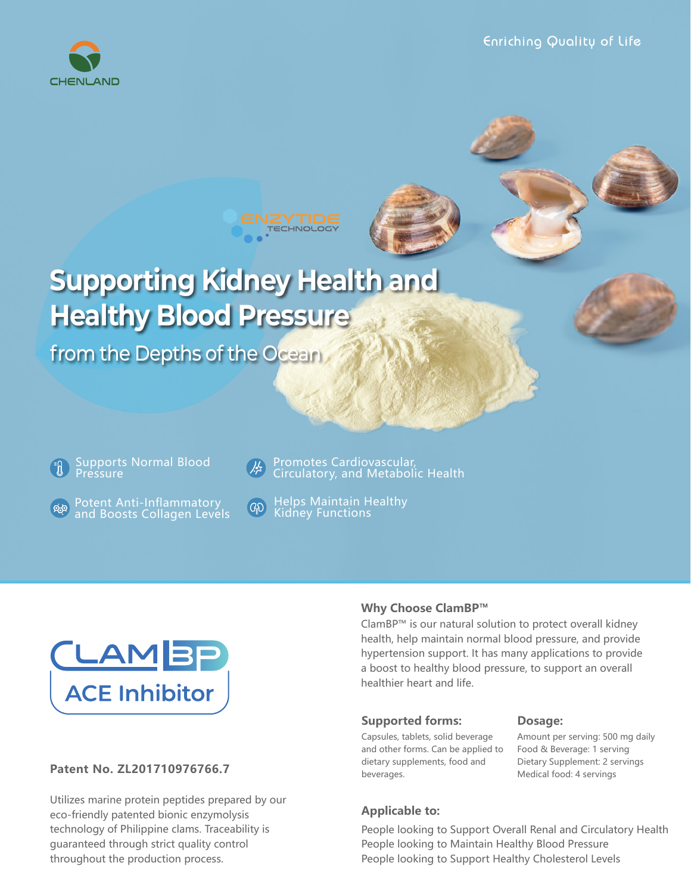CHENLAND

Enriching Quality of Life

ENZYTIDE TECHNOLOGY

# Supporting Kidney Health and Healthy Blood Pressure

## from the Depths of the Ocean

- Supports Normal Blood Pressure
- Promotes Cardiovascular, Circulatory, and Metabolic Health
- Potent Anti-Inflammatory and Boosts Collagen Levels
- Helps Maintain Healthy Kidney Functions

CLAM BP

ACE Inhibitor

**Patent No. ZL201710976766.7**

Utilizes marine protein peptides prepared by our eco-friendly patented bionic enzymolysis technology of Philippine clams. Traceability is guaranteed through strict quality control throughout the production process.

### Why Choose ClamBP™

ClamBP™ is our natural solution to protect overall kidney health, help maintain normal blood pressure, and provide hypertension support. It has many applications to provide a boost to healthy blood pressure, to support an overall healthier heart and life.

### Supported forms:

Capsules, tablets, solid beverage and other forms. Can be applied to dietary supplements, food and beverages.

### Dosage:

Amount per serving: 500 mg daily
Food & Beverage: 1 serving
Dietary Supplement: 2 servings
Medical food: 4 servings

### Applicable to:

People looking to Support Overall Renal and Circulatory Health
People looking to Maintain Healthy Blood Pressure
People looking to Support Healthy Cholesterol Levels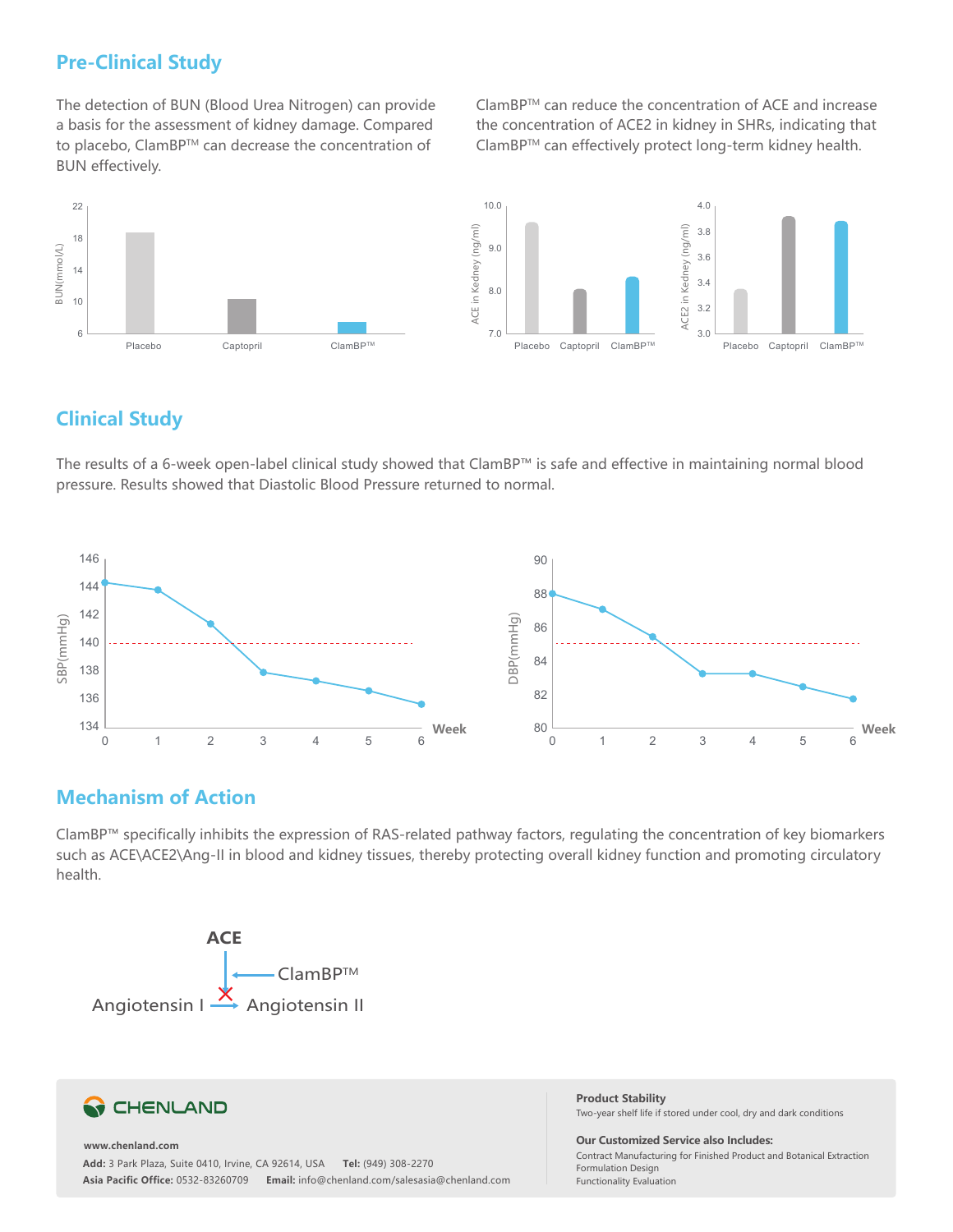## Pre-Clinical Study

The detection of BUN (Blood Urea Nitrogen) can provide a basis for the assessment of kidney damage. Compared to placebo, ClamBP™ can decrease the concentration of BUN effectively.

ClamBP™ can reduce the concentration of ACE and increase the concentration of ACE2 in kidney in SHRs, indicating that ClamBP™ can effectively protect long-term kidney health.

BUN(mmol/L)
22
18
14
10
6
Placebo
Captopril
ClamBP™

ACE in Kedney (ng/ml)
10.0
9.0
8.0
7.0
Placebo
Captopril
ClamBP™

ACE2 in Kedney (ng/ml)
4.0
3.8
3.6
3.4
3.2
3.0
Placebo
Captopril
ClamBP™

## Clinical Study

The results of a 6-week open-label clinical study showed that ClamBP™ is safe and effective in maintaining normal blood pressure. Results showed that Diastolic Blood Pressure returned to normal.

SBP(mmHg)
146
144
142
140
138
136
134
0 1 2 3 4 5 6
Week

DBP(mmHg)
90
88
86
84
82
80
0 1 2 3 4 5 6
Week

## Mechanism of Action

ClamBP™ specifically inhibits the expression of RAS-related pathway factors, regulating the concentration of key biomarkers such as ACE\ACE2\Ang-II in blood and kidney tissues, thereby protecting overall kidney function and promoting circulatory health.

ACE
ClamBP™
Angiotensin I
Angiotensin II

CHENLAND

www.chenland.com

**Add:** 3 Park Plaza, Suite 0410, Irvine, CA 92614, USA **Tel:** (949) 308-2270

**Asia Pacific Office:** 0532-83260709 **Email:** info@chenland.com/salesasia@chenland.com

**Product Stability**

Two-year shelf life if stored under cool, dry and dark conditions

**Our Customized Service also Includes:**

Contract Manufacturing for Finished Product and Botanical Extraction
Formulation Design
Functionality Evaluation